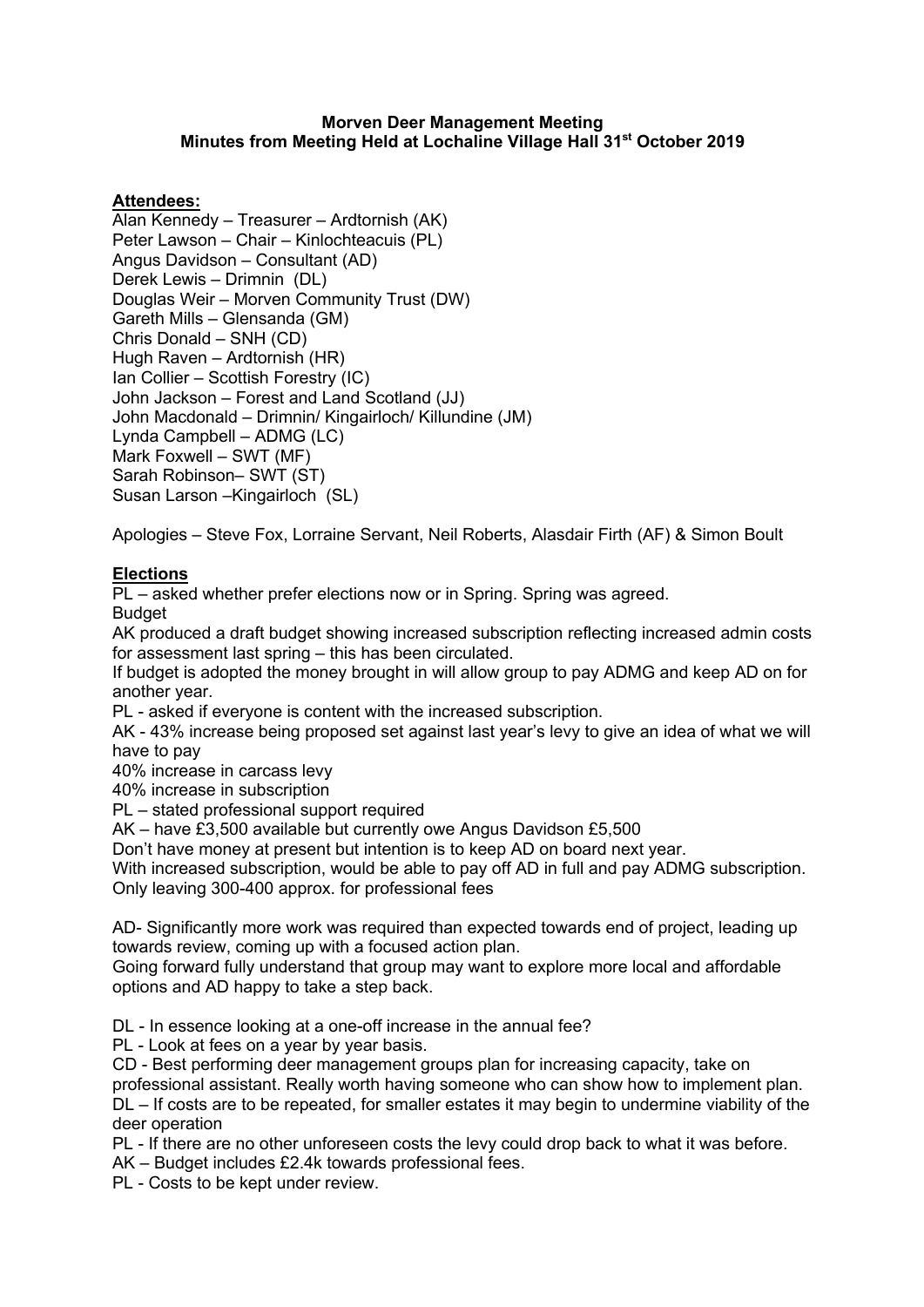**Morven Deer Management Meeting**
**Minutes from Meeting Held at Lochaline Village Hall 31st October 2019**

**Attendees:**

Alan Kennedy – Treasurer – Ardtornish (AK)
Peter Lawson – Chair – Kinlochteacuis (PL)
Angus Davidson – Consultant (AD)
Derek Lewis – Drimnin (DL)
Douglas Weir – Morven Community Trust (DW)
Gareth Mills – Glensanda (GM)
Chris Donald – SNH (CD)
Hugh Raven – Ardtornish (HR)
Ian Collier – Scottish Forestry (IC)
John Jackson – Forest and Land Scotland (JJ)
John Macdonald – Drimnin/ Kingairloch/ Killundine (JM)
Lynda Campbell – ADMG (LC)
Mark Foxwell – SWT (MF)
Sarah Robinson– SWT (ST)
Susan Larson –Kingairloch (SL)

Apologies – Steve Fox, Lorraine Servant, Neil Roberts, Alasdair Firth (AF) & Simon Boult

**Elections**

PL – asked whether prefer elections now or in Spring. Spring was agreed.
Budget
AK produced a draft budget showing increased subscription reflecting increased admin costs for assessment last spring – this has been circulated.
If budget is adopted the money brought in will allow group to pay ADMG and keep AD on for another year.
PL - asked if everyone is content with the increased subscription.
AK - 43% increase being proposed set against last year's levy to give an idea of what we will have to pay
40% increase in carcass levy
40% increase in subscription
PL – stated professional support required
AK – have £3,500 available but currently owe Angus Davidson £5,500
Don't have money at present but intention is to keep AD on board next year.
With increased subscription, would be able to pay off AD in full and pay ADMG subscription. Only leaving 300-400 approx. for professional fees

AD- Significantly more work was required than expected towards end of project, leading up towards review, coming up with a focused action plan.
Going forward fully understand that group may want to explore more local and affordable options and AD happy to take a step back.

DL - In essence looking at a one-off increase in the annual fee?
PL - Look at fees on a year by year basis.
CD - Best performing deer management groups plan for increasing capacity, take on professional assistant. Really worth having someone who can show how to implement plan.
DL – If costs are to be repeated, for smaller estates it may begin to undermine viability of the deer operation
PL - If there are no other unforeseen costs the levy could drop back to what it was before.
AK – Budget includes £2.4k towards professional fees.
PL - Costs to be kept under review.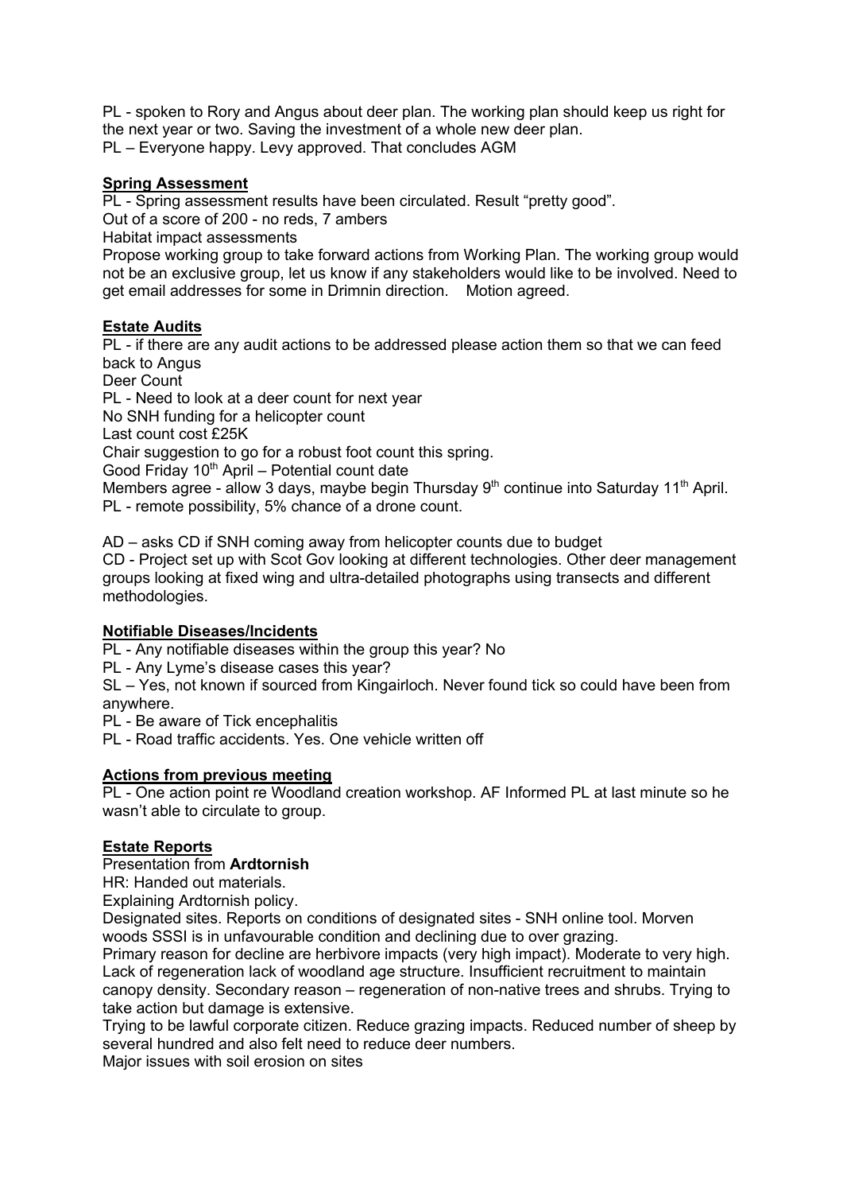PL - spoken to Rory and Angus about deer plan. The working plan should keep us right for the next year or two. Saving the investment of a whole new deer plan.
PL – Everyone happy. Levy approved. That concludes AGM

**Spring Assessment**

PL - Spring assessment results have been circulated. Result "pretty good".
Out of a score of 200 - no reds, 7 ambers
Habitat impact assessments
Propose working group to take forward actions from Working Plan. The working group would not be an exclusive group, let us know if any stakeholders would like to be involved. Need to get email addresses for some in Drimnin direction. Motion agreed.

**Estate Audits**

PL - if there are any audit actions to be addressed please action them so that we can feed back to Angus
Deer Count
PL - Need to look at a deer count for next year
No SNH funding for a helicopter count
Last count cost £25K
Chair suggestion to go for a robust foot count this spring.
Good Friday 10th April – Potential count date
Members agree - allow 3 days, maybe begin Thursday 9th continue into Saturday 11th April.
PL - remote possibility, 5% chance of a drone count.

AD – asks CD if SNH coming away from helicopter counts due to budget
CD - Project set up with Scot Gov looking at different technologies. Other deer management groups looking at fixed wing and ultra-detailed photographs using transects and different methodologies.

**Notifiable Diseases/Incidents**

PL - Any notifiable diseases within the group this year? No
PL - Any Lyme's disease cases this year?
SL – Yes, not known if sourced from Kingairloch. Never found tick so could have been from anywhere.
PL - Be aware of Tick encephalitis
PL - Road traffic accidents. Yes. One vehicle written off

**Actions from previous meeting**

PL - One action point re Woodland creation workshop. AF Informed PL at last minute so he wasn't able to circulate to group.

**Estate Reports**

Presentation from **Ardtornish**
HR: Handed out materials.
Explaining Ardtornish policy.
Designated sites. Reports on conditions of designated sites - SNH online tool. Morven woods SSSI is in unfavourable condition and declining due to over grazing.
Primary reason for decline are herbivore impacts (very high impact). Moderate to very high. Lack of regeneration lack of woodland age structure. Insufficient recruitment to maintain canopy density. Secondary reason – regeneration of non-native trees and shrubs. Trying to take action but damage is extensive.
Trying to be lawful corporate citizen. Reduce grazing impacts. Reduced number of sheep by several hundred and also felt need to reduce deer numbers.
Major issues with soil erosion on sites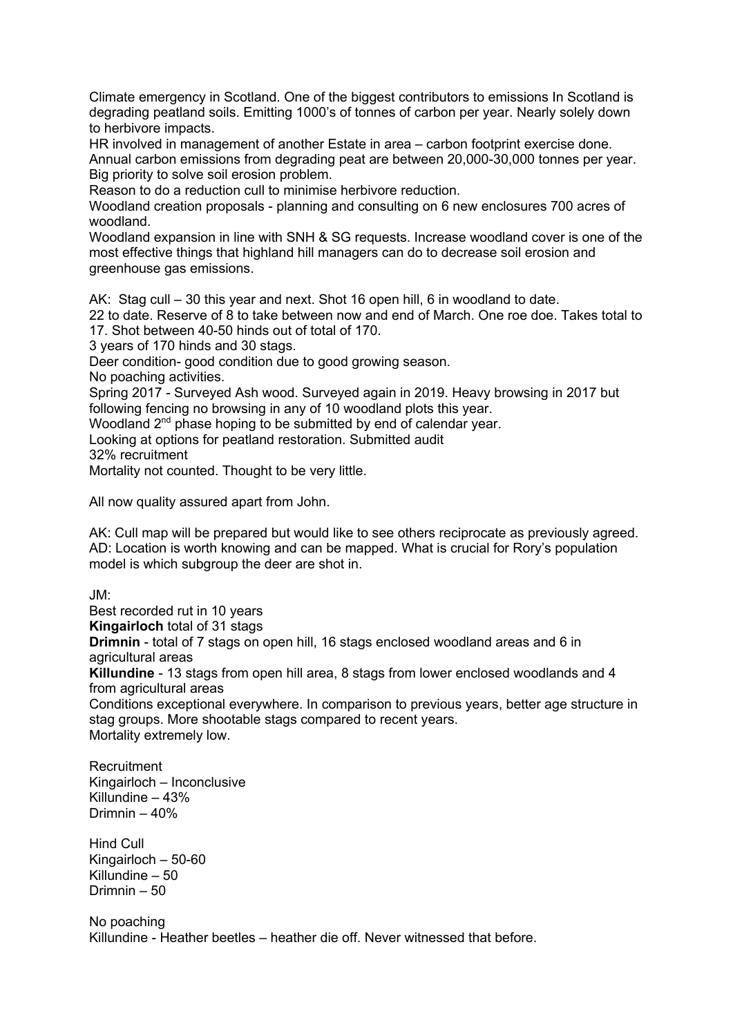Climate emergency in Scotland. One of the biggest contributors to emissions In Scotland is degrading peatland soils. Emitting 1000's of tonnes of carbon per year. Nearly solely down to herbivore impacts.

HR involved in management of another Estate in area – carbon footprint exercise done. Annual carbon emissions from degrading peat are between 20,000-30,000 tonnes per year. Big priority to solve soil erosion problem.

Reason to do a reduction cull to minimise herbivore reduction.

Woodland creation proposals - planning and consulting on 6 new enclosures 700 acres of woodland.

Woodland expansion in line with SNH & SG requests. Increase woodland cover is one of the most effective things that highland hill managers can do to decrease soil erosion and greenhouse gas emissions.

AK: Stag cull – 30 this year and next. Shot 16 open hill, 6 in woodland to date.
22 to date. Reserve of 8 to take between now and end of March. One roe doe. Takes total to 17. Shot between 40-50 hinds out of total of 170.
3 years of 170 hinds and 30 stags.
Deer condition- good condition due to good growing season.
No poaching activities.
Spring 2017 - Surveyed Ash wood. Surveyed again in 2019. Heavy browsing in 2017 but following fencing no browsing in any of 10 woodland plots this year.
Woodland 2nd phase hoping to be submitted by end of calendar year.
Looking at options for peatland restoration. Submitted audit
32% recruitment
Mortality not counted. Thought to be very little.

All now quality assured apart from John.

AK: Cull map will be prepared but would like to see others reciprocate as previously agreed.
AD: Location is worth knowing and can be mapped. What is crucial for Rory's population model is which subgroup the deer are shot in.

JM:
Best recorded rut in 10 years
**Kingairloch** total of 31 stags
**Drimnin** - total of 7 stags on open hill, 16 stags enclosed woodland areas and 6 in agricultural areas
**Killundine** - 13 stags from open hill area, 8 stags from lower enclosed woodlands and 4 from agricultural areas
Conditions exceptional everywhere. In comparison to previous years, better age structure in stag groups. More shootable stags compared to recent years.
Mortality extremely low.

Recruitment
Kingairloch – Inconclusive
Killundine – 43%
Drimnin – 40%

Hind Cull
Kingairloch – 50-60
Killundine – 50
Drimnin – 50

No poaching
Killundine - Heather beetles – heather die off. Never witnessed that before.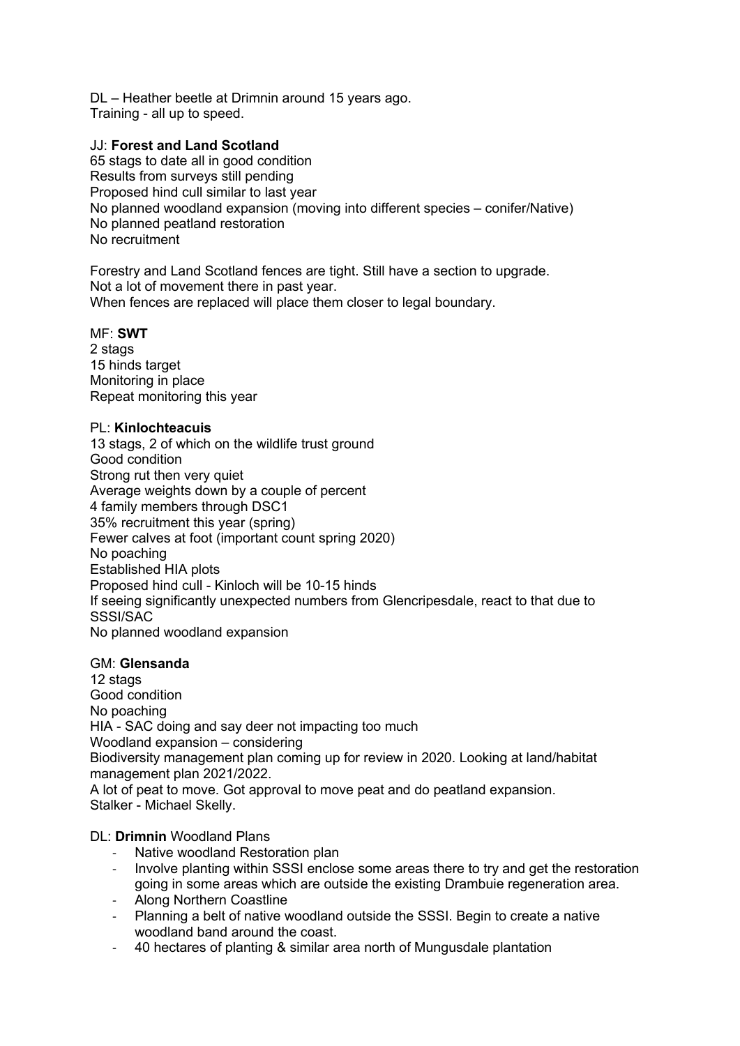DL – Heather beetle at Drimnin around 15 years ago.
Training - all up to speed.

JJ: **Forest and Land Scotland**
65 stags to date all in good condition
Results from surveys still pending
Proposed hind cull similar to last year
No planned woodland expansion (moving into different species – conifer/Native)
No planned peatland restoration
No recruitment

Forestry and Land Scotland fences are tight. Still have a section to upgrade.
Not a lot of movement there in past year.
When fences are replaced will place them closer to legal boundary.

MF: **SWT**
2 stags
15 hinds target
Monitoring in place
Repeat monitoring this year

PL: **Kinlochteacuis**
13 stags, 2 of which on the wildlife trust ground
Good condition
Strong rut then very quiet
Average weights down by a couple of percent
4 family members through DSC1
35% recruitment this year (spring)
Fewer calves at foot (important count spring 2020)
No poaching
Established HIA plots
Proposed hind cull - Kinloch will be 10-15 hinds
If seeing significantly unexpected numbers from Glencripesdale, react to that due to SSSI/SAC
No planned woodland expansion

GM: **Glensanda**
12 stags
Good condition
No poaching
HIA - SAC doing and say deer not impacting too much
Woodland expansion – considering
Biodiversity management plan coming up for review in 2020. Looking at land/habitat management plan 2021/2022.
A lot of peat to move. Got approval to move peat and do peatland expansion.
Stalker - Michael Skelly.

DL: **Drimnin** Woodland Plans

- Native woodland Restoration plan
- Involve planting within SSSI enclose some areas there to try and get the restoration going in some areas which are outside the existing Drambuie regeneration area.
- Along Northern Coastline
- Planning a belt of native woodland outside the SSSI. Begin to create a native woodland band around the coast.
- 40 hectares of planting & similar area north of Mungusdale plantation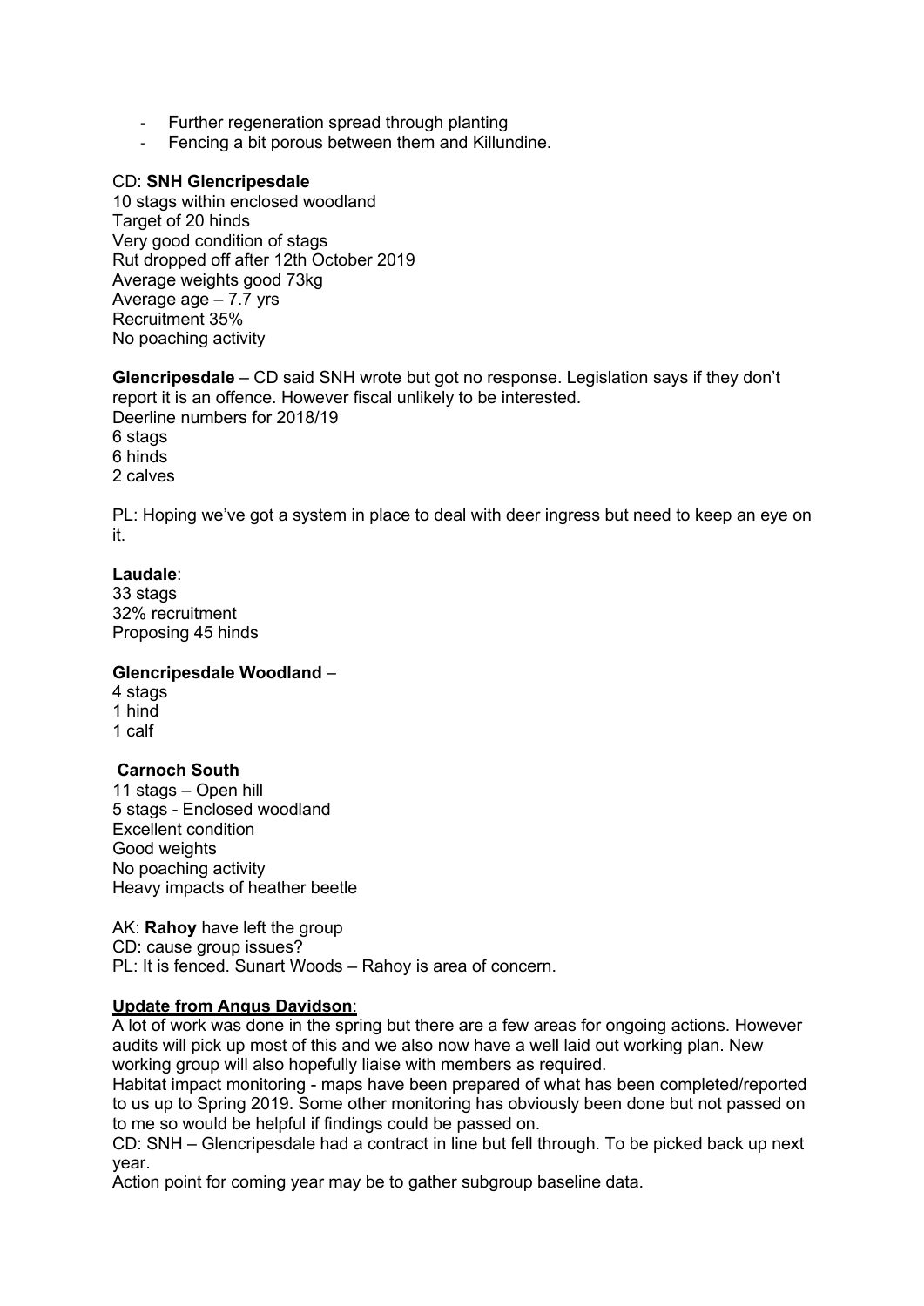- Further regeneration spread through planting
- Fencing a bit porous between them and Killundine.

CD: **SNH Glencripesdale**
10 stags within enclosed woodland
Target of 20 hinds
Very good condition of stags
Rut dropped off after 12th October 2019
Average weights good 73kg
Average age – 7.7 yrs
Recruitment 35%
No poaching activity

**Glencripesdale** – CD said SNH wrote but got no response. Legislation says if they don't report it is an offence. However fiscal unlikely to be interested.
Deerline numbers for 2018/19
6 stags
6 hinds
2 calves

PL: Hoping we've got a system in place to deal with deer ingress but need to keep an eye on it.

**Laudale**:
33 stags
32% recruitment
Proposing 45 hinds

**Glencripesdale Woodland** –
4 stags
1 hind
1 calf

**Carnoch South**
11 stags – Open hill
5 stags - Enclosed woodland
Excellent condition
Good weights
No poaching activity
Heavy impacts of heather beetle

AK: **Rahoy** have left the group
CD: cause group issues?
PL: It is fenced. Sunart Woods – Rahoy is area of concern.

**<u>Update from Angus Davidson</u>**:
A lot of work was done in the spring but there are a few areas for ongoing actions. However audits will pick up most of this and we also now have a well laid out working plan. New working group will also hopefully liaise with members as required.
Habitat impact monitoring - maps have been prepared of what has been completed/reported to us up to Spring 2019. Some other monitoring has obviously been done but not passed on to me so would be helpful if findings could be passed on.
CD: SNH – Glencripesdale had a contract in line but fell through. To be picked back up next year.
Action point for coming year may be to gather subgroup baseline data.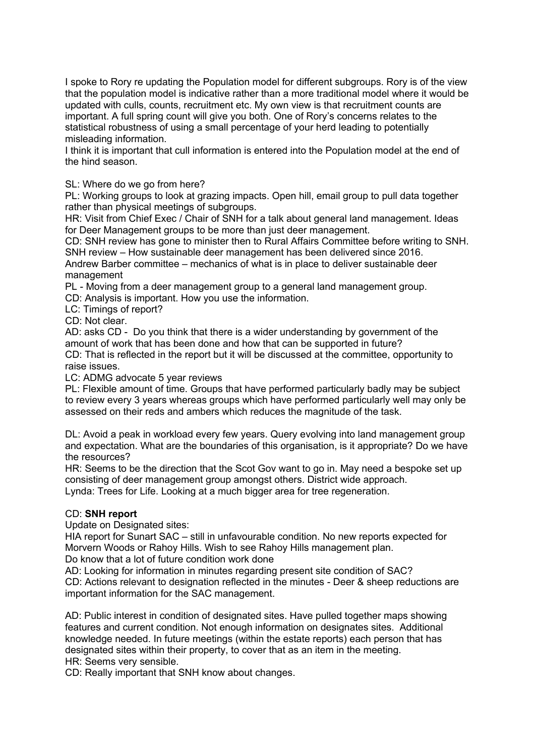I spoke to Rory re updating the Population model for different subgroups. Rory is of the view that the population model is indicative rather than a more traditional model where it would be updated with culls, counts, recruitment etc. My own view is that recruitment counts are important. A full spring count will give you both. One of Rory's concerns relates to the statistical robustness of using a small percentage of your herd leading to potentially misleading information.
I think it is important that cull information is entered into the Population model at the end of the hind season.

SL: Where do we go from here?
PL: Working groups to look at grazing impacts. Open hill, email group to pull data together rather than physical meetings of subgroups.
HR: Visit from Chief Exec / Chair of SNH for a talk about general land management. Ideas for Deer Management groups to be more than just deer management.
CD: SNH review has gone to minister then to Rural Affairs Committee before writing to SNH. SNH review – How sustainable deer management has been delivered since 2016.
Andrew Barber committee – mechanics of what is in place to deliver sustainable deer management
PL - Moving from a deer management group to a general land management group.
CD: Analysis is important. How you use the information.
LC: Timings of report?
CD: Not clear.
AD: asks CD - Do you think that there is a wider understanding by government of the amount of work that has been done and how that can be supported in future?
CD: That is reflected in the report but it will be discussed at the committee, opportunity to raise issues.
LC: ADMG advocate 5 year reviews
PL: Flexible amount of time. Groups that have performed particularly badly may be subject to review every 3 years whereas groups which have performed particularly well may only be assessed on their reds and ambers which reduces the magnitude of the task.

DL: Avoid a peak in workload every few years. Query evolving into land management group and expectation. What are the boundaries of this organisation, is it appropriate? Do we have the resources?
HR: Seems to be the direction that the Scot Gov want to go in. May need a bespoke set up consisting of deer management group amongst others. District wide approach.
Lynda: Trees for Life. Looking at a much bigger area for tree regeneration.

CD: **SNH report**
Update on Designated sites:
HIA report for Sunart SAC – still in unfavourable condition. No new reports expected for Morvern Woods or Rahoy Hills. Wish to see Rahoy Hills management plan.
Do know that a lot of future condition work done
AD: Looking for information in minutes regarding present site condition of SAC?
CD: Actions relevant to designation reflected in the minutes - Deer & sheep reductions are important information for the SAC management.

AD: Public interest in condition of designated sites. Have pulled together maps showing features and current condition. Not enough information on designates sites. Additional knowledge needed. In future meetings (within the estate reports) each person that has designated sites within their property, to cover that as an item in the meeting.
HR: Seems very sensible.
CD: Really important that SNH know about changes.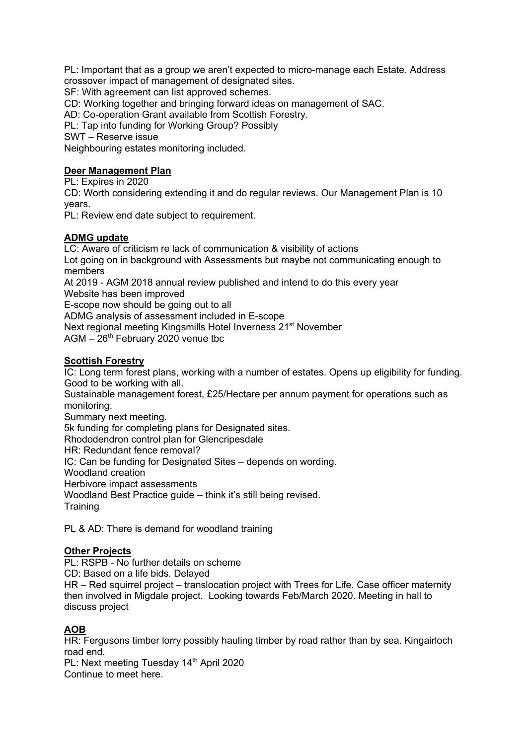PL: Important that as a group we aren't expected to micro-manage each Estate. Address crossover impact of management of designated sites.
SF: With agreement can list approved schemes.
CD: Working together and bringing forward ideas on management of SAC.
AD: Co-operation Grant available from Scottish Forestry.
PL: Tap into funding for Working Group? Possibly
SWT – Reserve issue
Neighbouring estates monitoring included.

**Deer Management Plan**

PL: Expires in 2020
CD: Worth considering extending it and do regular reviews. Our Management Plan is 10 years.
PL: Review end date subject to requirement.

**ADMG update**

LC: Aware of criticism re lack of communication & visibility of actions
Lot going on in background with Assessments but maybe not communicating enough to members
At 2019 - AGM 2018 annual review published and intend to do this every year
Website has been improved
E-scope now should be going out to all
ADMG analysis of assessment included in E-scope
Next regional meeting Kingsmills Hotel Inverness 21st November
AGM – 26th February 2020 venue tbc

**Scottish Forestry**

IC: Long term forest plans, working with a number of estates. Opens up eligibility for funding. Good to be working with all.
Sustainable management forest, £25/Hectare per annum payment for operations such as monitoring.
Summary next meeting.
5k funding for completing plans for Designated sites.
Rhododendron control plan for Glencripesdale
HR: Redundant fence removal?
IC: Can be funding for Designated Sites – depends on wording.
Woodland creation
Herbivore impact assessments
Woodland Best Practice guide – think it's still being revised.
Training

PL & AD: There is demand for woodland training

**Other Projects**

PL: RSPB - No further details on scheme
CD: Based on a life bids. Delayed
HR – Red squirrel project – translocation project with Trees for Life. Case officer maternity then involved in Migdale project. Looking towards Feb/March 2020. Meeting in hall to discuss project

**AOB**

HR: Fergusons timber lorry possibly hauling timber by road rather than by sea. Kingairloch road end.
PL: Next meeting Tuesday 14th April 2020
Continue to meet here.